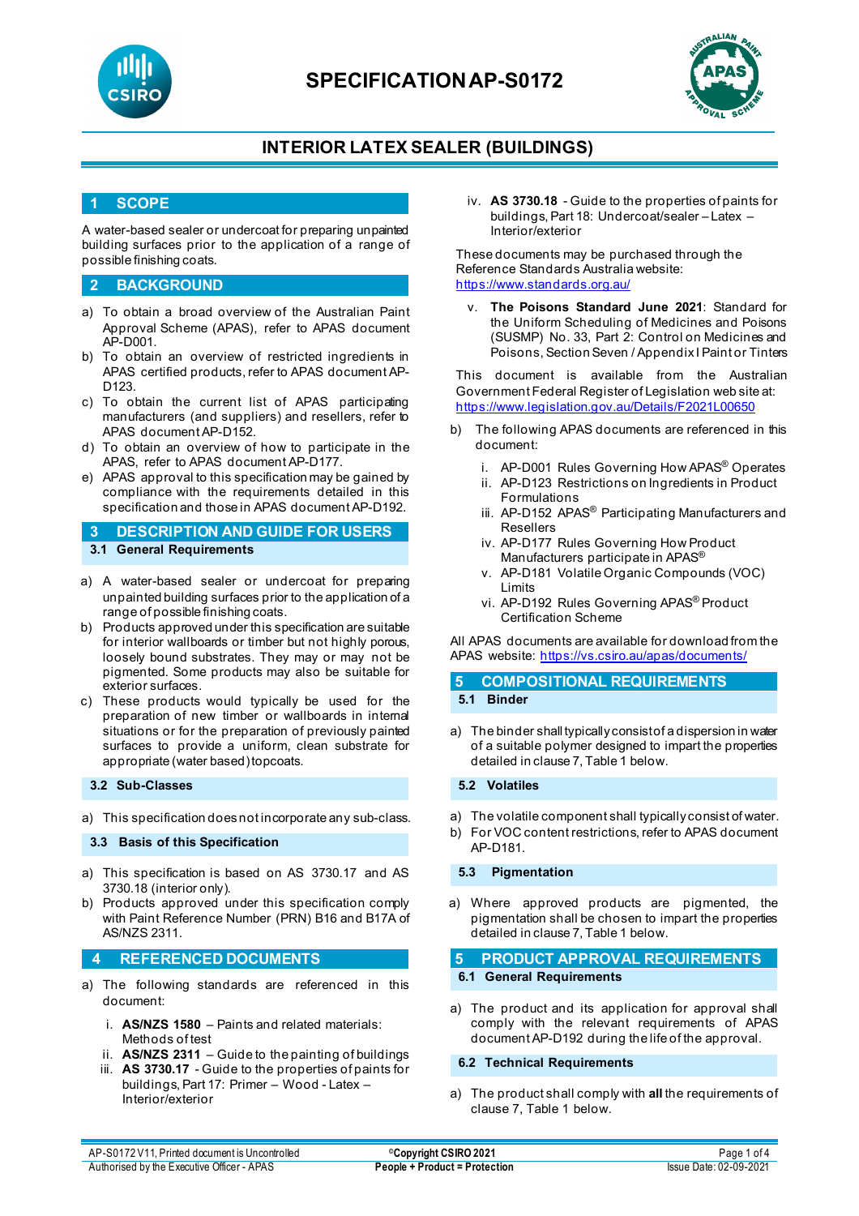# SPECIFICATION AP-S0172

## INTERIOR LATEX SEALER (BUILDINGS)

## 1 SCOPE

A water-based sealer or undercoat for preparing unpainted building surfaces prior to the application of a range of possible finishing coats.

## 2 BACKGROUND

a) To obtain a broad overview of the Australian Paint Approval Scheme (APAS), refer to APAS document AP-D001.
b) To obtain an overview of restricted ingredients in APAS certified products, refer to APAS document AP-D123.
c) To obtain the current list of APAS participating manufacturers (and suppliers) and resellers, refer to APAS document AP-D152.
d) To obtain an overview of how to participate in the APAS, refer to APAS document AP-D177.
e) APAS approval to this specification may be gained by compliance with the requirements detailed in this specification and those in APAS document AP-D192.

## 3 DESCRIPTION AND GUIDE FOR USERS

### 3.1 General Requirements

a) A water-based sealer or undercoat for preparing unpainted building surfaces prior to the application of a range of possible finishing coats.
b) Products approved under this specification are suitable for interior wallboards or timber but not highly porous, loosely bound substrates. They may or may not be pigmented. Some products may also be suitable for exterior surfaces.
c) These products would typically be used for the preparation of new timber or wallboards in internal situations or for the preparation of previously painted surfaces to provide a uniform, clean substrate for appropriate (water based) topcoats.

### 3.2 Sub-Classes

a) This specification does not incorporate any sub-class.

### 3.3 Basis of this Specification

a) This specification is based on AS 3730.17 and AS 3730.18 (interior only).
b) Products approved under this specification comply with Paint Reference Number (PRN) B16 and B17A of AS/NZS 2311.

## 4 REFERENCED DOCUMENTS

a) The following standards are referenced in this document:

   i. **AS/NZS 1580** – Paints and related materials: Methods of test
   ii. **AS/NZS 2311** – Guide to the painting of buildings
   iii. **AS 3730.17** - Guide to the properties of paints for buildings, Part 17: Primer – Wood - Latex – Interior/exterior
   iv. **AS 3730.18** - Guide to the properties of paints for buildings, Part 18: Undercoat/sealer – Latex – Interior/exterior

   These documents may be purchased through the Reference Standards Australia website: https://www.standards.org.au/

   v. **The Poisons Standard June 2021**: Standard for the Uniform Scheduling of Medicines and Poisons (SUSMP) No. 33, Part 2: Control on Medicines and Poisons, Section Seven / Appendix I Paint or Tinters

   This document is available from the Australian Government Federal Register of Legislation web site at: https://www.legislation.gov.au/Details/F2021L00650

b) The following APAS documents are referenced in this document:

   i. AP-D001 Rules Governing How APAS® Operates
   ii. AP-D123 Restrictions on Ingredients in Product Formulations
   iii. AP-D152 APAS® Participating Manufacturers and Resellers
   iv. AP-D177 Rules Governing How Product Manufacturers participate in APAS®
   v. AP-D181 Volatile Organic Compounds (VOC) Limits
   vi. AP-D192 Rules Governing APAS® Product Certification Scheme

All APAS documents are available for download from the APAS website: https://vs.csiro.au/apas/documents/

## 5 COMPOSITIONAL REQUIREMENTS

### 5.1 Binder

a) The binder shall typically consist of a dispersion in water of a suitable polymer designed to impart the properties detailed in clause 7, Table 1 below.

### 5.2 Volatiles

a) The volatile component shall typically consist of water.
b) For VOC content restrictions, refer to APAS document AP-D181.

### 5.3 Pigmentation

a) Where approved products are pigmented, the pigmentation shall be chosen to impart the properties detailed in clause 7, Table 1 below.

## 5 PRODUCT APPROVAL REQUIREMENTS

### 6.1 General Requirements

a) The product and its application for approval shall comply with the relevant requirements of APAS document AP-D192 during the life of the approval.

### 6.2 Technical Requirements

a) The product shall comply with **all** the requirements of clause 7, Table 1 below.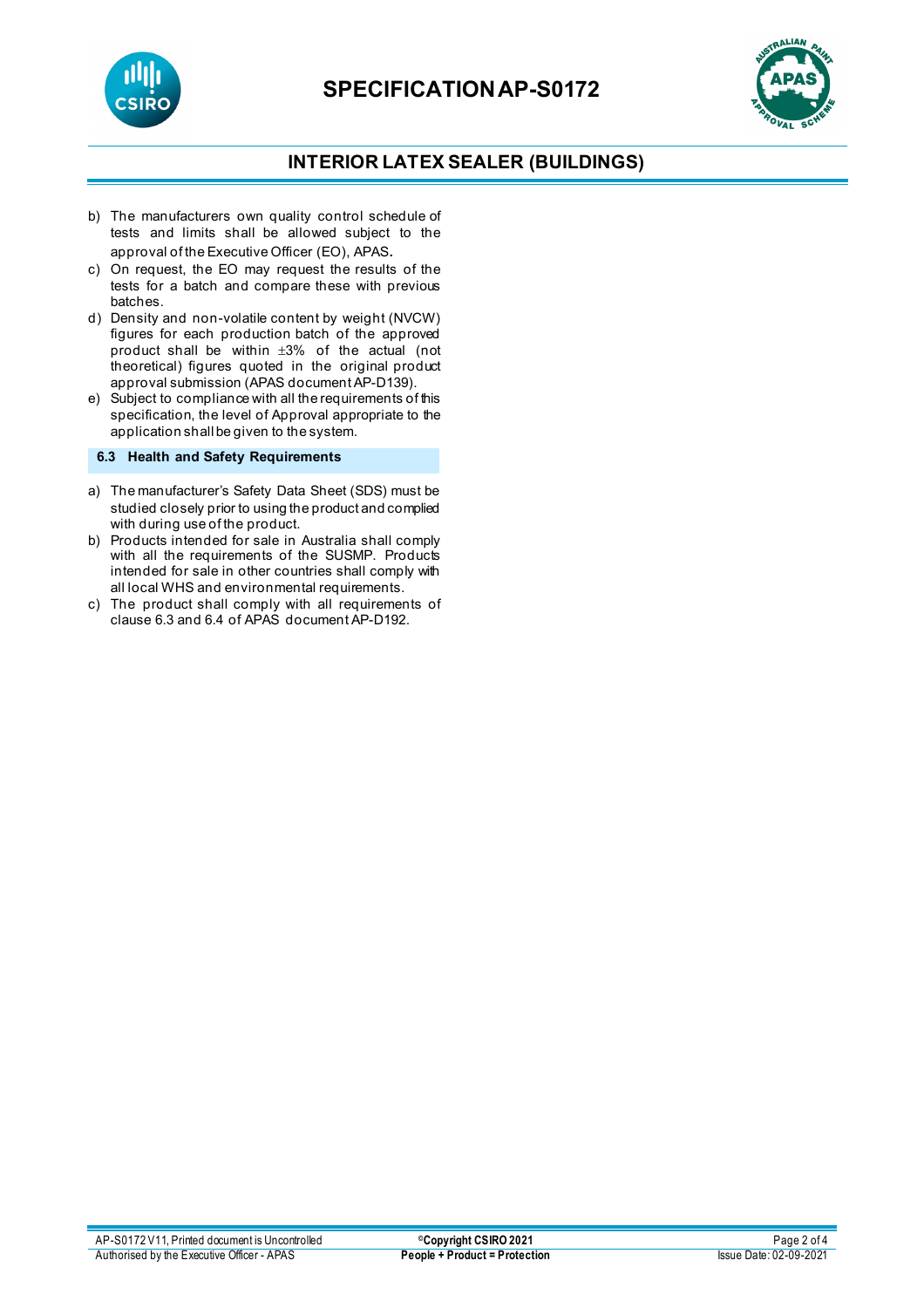b) The manufacturers own quality control schedule of tests and limits shall be allowed subject to the approval of the Executive Officer (EO), APAS.
c) On request, the EO may request the results of the tests for a batch and compare these with previous batches.
d) Density and non-volatile content by weight (NVCW) figures for each production batch of the approved product shall be within ±3% of the actual (not theoretical) figures quoted in the original product approval submission (APAS document AP-D139).
e) Subject to compliance with all the requirements of this specification, the level of Approval appropriate to the application shall be given to the system.

### 6.3 Health and Safety Requirements

a) The manufacturer's Safety Data Sheet (SDS) must be studied closely prior to using the product and complied with during use of the product.
b) Products intended for sale in Australia shall comply with all the requirements of the SUSMP. Products intended for sale in other countries shall comply with all local WHS and environmental requirements.
c) The product shall comply with all requirements of clause 6.3 and 6.4 of APAS document AP-D192.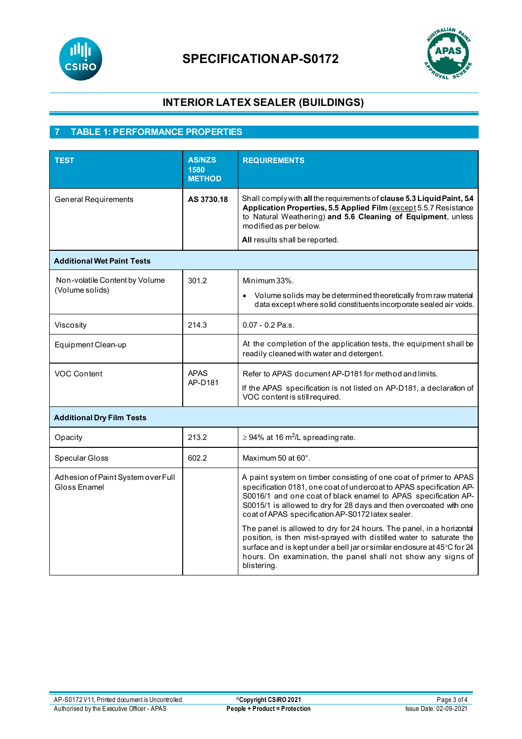# SPECIFICATION AP-S0172

## INTERIOR LATEX SEALER (BUILDINGS)

## 7 TABLE 1: PERFORMANCE PROPERTIES

| TEST | AS/NZS 1580 METHOD | REQUIREMENTS |
|---|---|---|
| General Requirements | **AS 3730.18** | Shall comply with **all** the requirements of **clause 5.3 Liquid Paint, 5.4 Application Properties, 5.5 Applied Film** (except 5.5.7 Resistance to Natural Weathering) **and 5.6 Cleaning of Equipment**, unless modified as per below.<br>**All** results shall be reported. |
| **Additional Wet Paint Tests** | | |
| Non-volatile Content by Volume (Volume solids) | 301.2 | Minimum 33%.<br>• Volume solids may be determined theoretically from raw material data except where solid constituents incorporate sealed air voids. |
| Viscosity | 214.3 | 0.07 - 0.2 Pa.s. |
| Equipment Clean-up | | At the completion of the application tests, the equipment shall be readily cleaned with water and detergent. |
| VOC Content | APAS AP-D181 | Refer to APAS document AP-D181 for method and limits.<br>If the APAS specification is not listed on AP-D181, a declaration of VOC content is still required. |
| **Additional Dry Film Tests** | | |
| Opacity | 213.2 | ≥ 94% at 16 $m^2$/L spreading rate. |
| Specular Gloss | 602.2 | Maximum 50 at 60°. |
| Adhesion of Paint System over Full Gloss Enamel | | A paint system on timber consisting of one coat of primer to APAS specification 0181, one coat of undercoat to APAS specification AP-S0016/1 and one coat of black enamel to APAS specification AP-S0015/1 is allowed to dry for 28 days and then overcoated with one coat of APAS specification AP-S0172 latex sealer.<br>The panel is allowed to dry for 24 hours. The panel, in a horizontal position, is then mist-sprayed with distilled water to saturate the surface and is kept under a bell jar or similar enclosure at 24°C for 24 hours. On examination, the panel shall not show any signs of blistering. |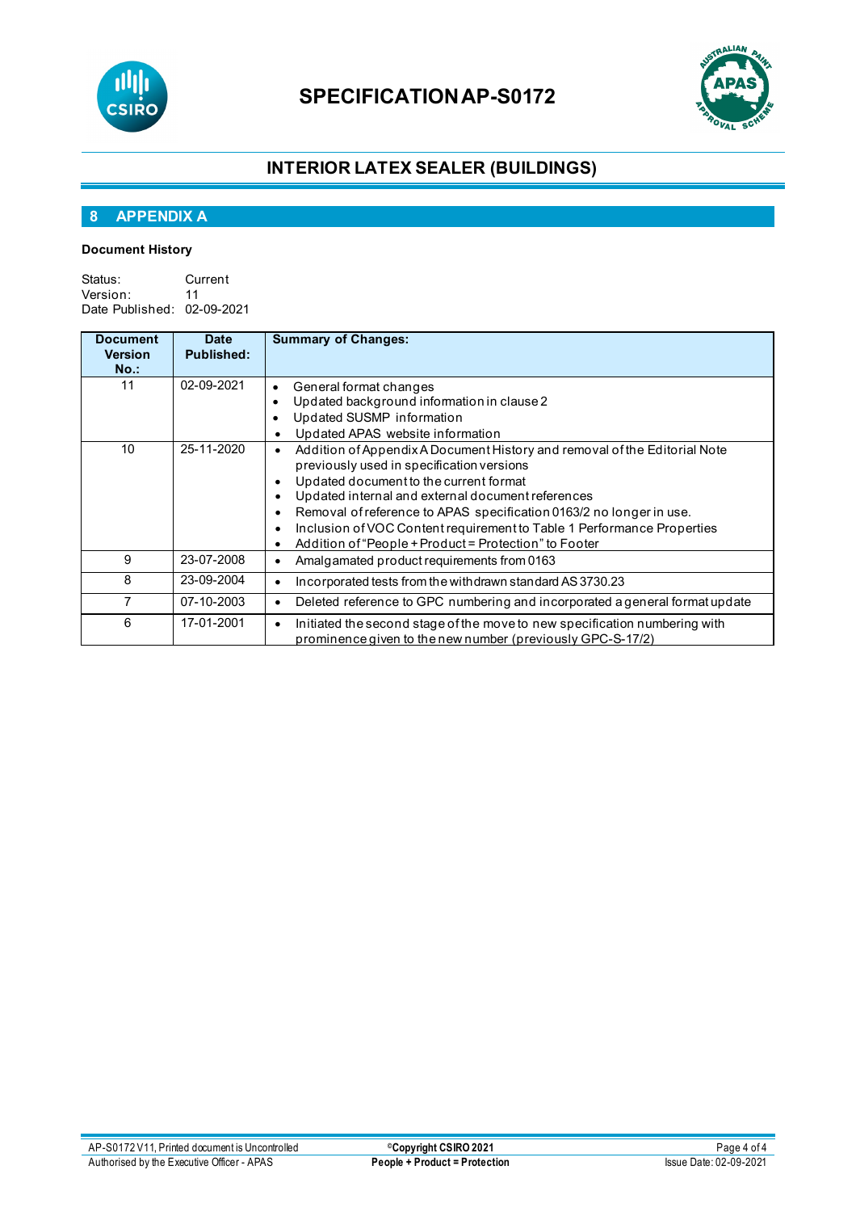## 8 APPENDIX A

**Document History**

Status: Current
Version: 11
Date Published: 02-09-2021

| Document Version No.: | Date Published: | Summary of Changes: |
|---|---|---|
| 11 | 02-09-2021 | • General format changes<br>• Updated background information in clause 2<br>• Updated SUSMP information<br>• Updated APAS website information |
| 10 | 25-11-2020 | • Addition of Appendix A Document History and removal of the Editorial Note previously used in specification versions<br>• Updated document to the current format<br>• Updated internal and external document references<br>• Removal of reference to APAS specification 0163/2 no longer in use.<br>• Inclusion of VOC Content requirement to Table 1 Performance Properties<br>• Addition of "People + Product = Protection" to Footer |
| 9 | 23-07-2008 | • Amalgamated product requirements from 0163 |
| 8 | 23-09-2004 | • Incorporated tests from the withdrawn standard AS 3730.23 |
| 7 | 07-10-2003 | • Deleted reference to GPC numbering and incorporated a general format update |
| 6 | 17-01-2001 | • Initiated the second stage of the move to new specification numbering with prominence given to the new number (previously GPC-S-17/2) |